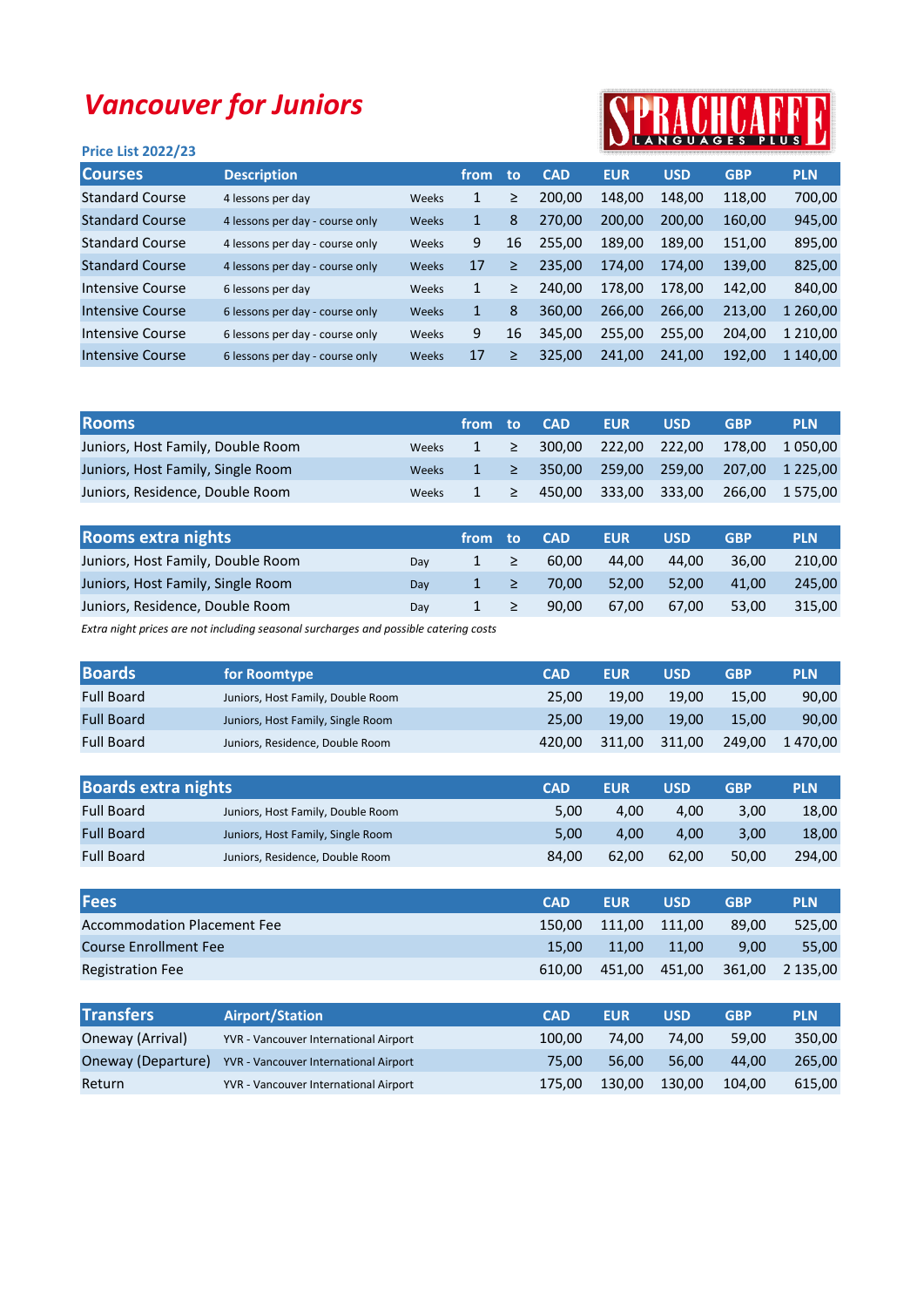# Vancouver for Juniors

SPRACHCAFFE LANGUAGES PLUS

**Price List 2022/23**

| Courses | Description | | from | to | CAD | EUR | USD | GBP | PLN |
|---|---|---|---|---|---|---|---|---|---|
| Standard Course | 4 lessons per day | Weeks | 1 | ≥ | 200,00 | 148,00 | 148,00 | 118,00 | 700,00 |
| Standard Course | 4 lessons per day - course only | Weeks | 1 | 8 | 270,00 | 200,00 | 200,00 | 160,00 | 945,00 |
| Standard Course | 4 lessons per day - course only | Weeks | 9 | 16 | 255,00 | 189,00 | 189,00 | 151,00 | 895,00 |
| Standard Course | 4 lessons per day - course only | Weeks | 17 | ≥ | 235,00 | 174,00 | 174,00 | 139,00 | 825,00 |
| Intensive Course | 6 lessons per day | Weeks | 1 | ≥ | 240,00 | 178,00 | 178,00 | 142,00 | 840,00 |
| Intensive Course | 6 lessons per day - course only | Weeks | 1 | 8 | 360,00 | 266,00 | 266,00 | 213,00 | 1 260,00 |
| Intensive Course | 6 lessons per day - course only | Weeks | 9 | 16 | 345,00 | 255,00 | 255,00 | 204,00 | 1 210,00 |
| Intensive Course | 6 lessons per day - course only | Weeks | 17 | ≥ | 325,00 | 241,00 | 241,00 | 192,00 | 1 140,00 |

| Rooms | | from | to | CAD | EUR | USD | GBP | PLN |
|---|---|---|---|---|---|---|---|---|
| Juniors, Host Family, Double Room | Weeks | 1 | ≥ | 300,00 | 222,00 | 222,00 | 178,00 | 1 050,00 |
| Juniors, Host Family, Single Room | Weeks | 1 | ≥ | 350,00 | 259,00 | 259,00 | 207,00 | 1 225,00 |
| Juniors, Residence, Double Room | Weeks | 1 | ≥ | 450,00 | 333,00 | 333,00 | 266,00 | 1 575,00 |

| Rooms extra nights | | from | to | CAD | EUR | USD | GBP | PLN |
|---|---|---|---|---|---|---|---|---|
| Juniors, Host Family, Double Room | Day | 1 | ≥ | 60,00 | 44,00 | 44,00 | 36,00 | 210,00 |
| Juniors, Host Family, Single Room | Day | 1 | ≥ | 70,00 | 52,00 | 52,00 | 41,00 | 245,00 |
| Juniors, Residence, Double Room | Day | 1 | ≥ | 90,00 | 67,00 | 67,00 | 53,00 | 315,00 |

*Extra night prices are not including seasonal surcharges and possible catering costs*

| Boards | for Roomtype | CAD | EUR | USD | GBP | PLN |
|---|---|---|---|---|---|---|
| Full Board | Juniors, Host Family, Double Room | 25,00 | 19,00 | 19,00 | 15,00 | 90,00 |
| Full Board | Juniors, Host Family, Single Room | 25,00 | 19,00 | 19,00 | 15,00 | 90,00 |
| Full Board | Juniors, Residence, Double Room | 420,00 | 311,00 | 311,00 | 249,00 | 1 470,00 |

| Boards extra nights | | CAD | EUR | USD | GBP | PLN |
|---|---|---|---|---|---|---|
| Full Board | Juniors, Host Family, Double Room | 5,00 | 4,00 | 4,00 | 3,00 | 18,00 |
| Full Board | Juniors, Host Family, Single Room | 5,00 | 4,00 | 4,00 | 3,00 | 18,00 |
| Full Board | Juniors, Residence, Double Room | 84,00 | 62,00 | 62,00 | 50,00 | 294,00 |

| Fees | CAD | EUR | USD | GBP | PLN |
|---|---|---|---|---|---|
| Accommodation Placement Fee | 150,00 | 111,00 | 111,00 | 89,00 | 525,00 |
| Course Enrollment Fee | 15,00 | 11,00 | 11,00 | 9,00 | 55,00 |
| Registration Fee | 610,00 | 451,00 | 451,00 | 361,00 | 2 135,00 |

| Transfers | Airport/Station | CAD | EUR | USD | GBP | PLN |
|---|---|---|---|---|---|---|
| Oneway (Arrival) | YVR - Vancouver International Airport | 100,00 | 74,00 | 74,00 | 59,00 | 350,00 |
| Oneway (Departure) | YVR - Vancouver International Airport | 75,00 | 56,00 | 56,00 | 44,00 | 265,00 |
| Return | YVR - Vancouver International Airport | 175,00 | 130,00 | 130,00 | 104,00 | 615,00 |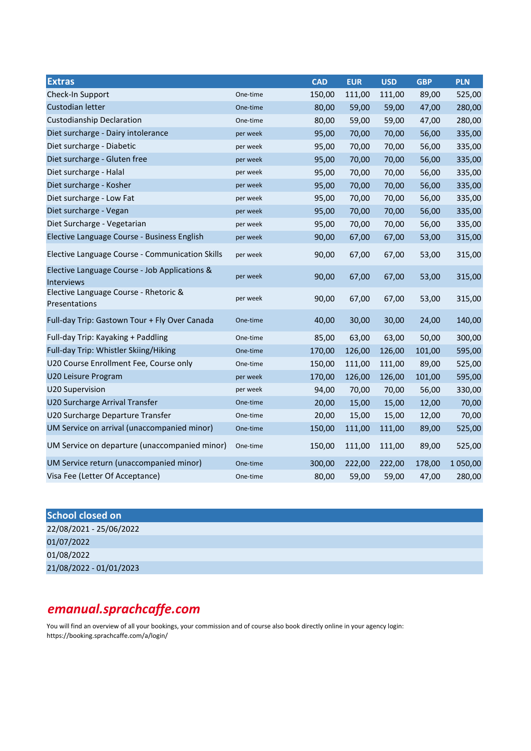| Extras | | CAD | EUR | USD | GBP | PLN |
|---|---|---|---|---|---|---|
| Check-In Support | One-time | 150,00 | 111,00 | 111,00 | 89,00 | 525,00 |
| Custodian letter | One-time | 80,00 | 59,00 | 59,00 | 47,00 | 280,00 |
| Custodianship Declaration | One-time | 80,00 | 59,00 | 59,00 | 47,00 | 280,00 |
| Diet surcharge - Dairy intolerance | per week | 95,00 | 70,00 | 70,00 | 56,00 | 335,00 |
| Diet surcharge - Diabetic | per week | 95,00 | 70,00 | 70,00 | 56,00 | 335,00 |
| Diet surcharge - Gluten free | per week | 95,00 | 70,00 | 70,00 | 56,00 | 335,00 |
| Diet surcharge - Halal | per week | 95,00 | 70,00 | 70,00 | 56,00 | 335,00 |
| Diet surcharge - Kosher | per week | 95,00 | 70,00 | 70,00 | 56,00 | 335,00 |
| Diet surcharge - Low Fat | per week | 95,00 | 70,00 | 70,00 | 56,00 | 335,00 |
| Diet surcharge - Vegan | per week | 95,00 | 70,00 | 70,00 | 56,00 | 335,00 |
| Diet Surcharge - Vegetarian | per week | 95,00 | 70,00 | 70,00 | 56,00 | 335,00 |
| Elective Language Course - Business English | per week | 90,00 | 67,00 | 67,00 | 53,00 | 315,00 |
| Elective Language Course - Communication Skills | per week | 90,00 | 67,00 | 67,00 | 53,00 | 315,00 |
| Elective Language Course - Job Applications & Interviews | per week | 90,00 | 67,00 | 67,00 | 53,00 | 315,00 |
| Elective Language Course - Rhetoric & Presentations | per week | 90,00 | 67,00 | 67,00 | 53,00 | 315,00 |
| Full-day Trip: Gastown Tour + Fly Over Canada | One-time | 40,00 | 30,00 | 30,00 | 24,00 | 140,00 |
| Full-day Trip: Kayaking + Paddling | One-time | 85,00 | 63,00 | 63,00 | 50,00 | 300,00 |
| Full-day Trip: Whistler Skiing/Hiking | One-time | 170,00 | 126,00 | 126,00 | 101,00 | 595,00 |
| U20 Course Enrollment Fee, Course only | One-time | 150,00 | 111,00 | 111,00 | 89,00 | 525,00 |
| U20 Leisure Program | per week | 170,00 | 126,00 | 126,00 | 101,00 | 595,00 |
| U20 Supervision | per week | 94,00 | 70,00 | 70,00 | 56,00 | 330,00 |
| U20 Surcharge Arrival Transfer | One-time | 20,00 | 15,00 | 15,00 | 12,00 | 70,00 |
| U20 Surcharge Departure Transfer | One-time | 20,00 | 15,00 | 15,00 | 12,00 | 70,00 |
| UM Service on arrival (unaccompanied minor) | One-time | 150,00 | 111,00 | 111,00 | 89,00 | 525,00 |
| UM Service on departure (unaccompanied minor) | One-time | 150,00 | 111,00 | 111,00 | 89,00 | 525,00 |
| UM Service return (unaccompanied minor) | One-time | 300,00 | 222,00 | 222,00 | 178,00 | 1 050,00 |
| Visa Fee (Letter Of Acceptance) | One-time | 80,00 | 59,00 | 59,00 | 47,00 | 280,00 |

| School closed on |
|---|
| 22/08/2021 - 25/06/2022 |
| 01/07/2022 |
| 01/08/2022 |
| 21/08/2022 - 01/01/2023 |

## *emanual.sprachcaffe.com*

You will find an overview of all your bookings, your commission and of course also book directly online in your agency login: https://booking.sprachcaffe.com/a/login/